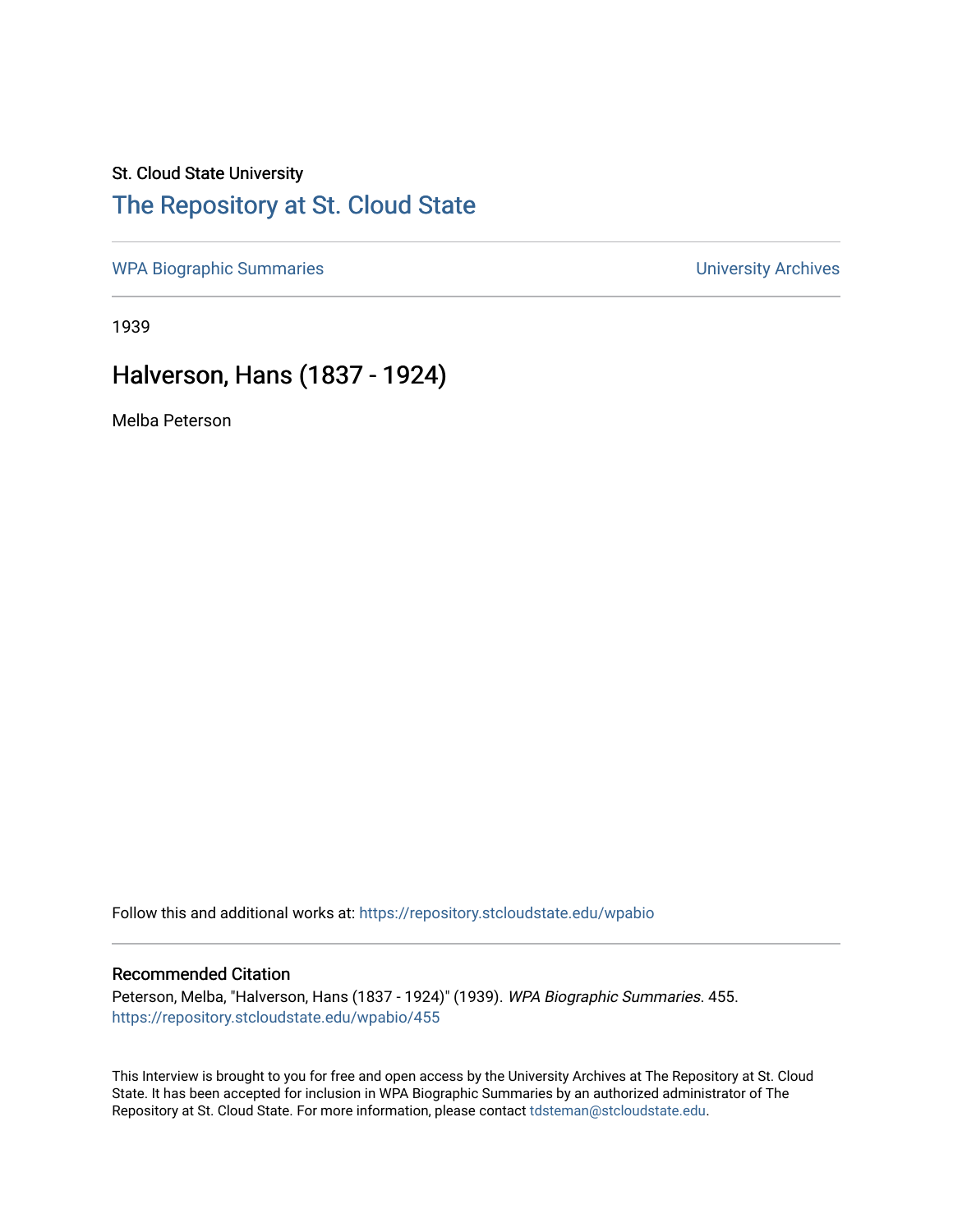St. Cloud State University

# The Repository at St. Cloud State

WPA Biographic Summaries | University Archives

1939

## Halverson, Hans (1837 - 1924)

Melba Peterson

Follow this and additional works at: https://repository.stcloudstate.edu/wpabio

### Recommended Citation

Peterson, Melba, "Halverson, Hans (1837 - 1924)" (1939). *WPA Biographic Summaries*. 455.
https://repository.stcloudstate.edu/wpabio/455

This Interview is brought to you for free and open access by the University Archives at The Repository at St. Cloud State. It has been accepted for inclusion in WPA Biographic Summaries by an authorized administrator of The Repository at St. Cloud State. For more information, please contact tdsteman@stcloudstate.edu.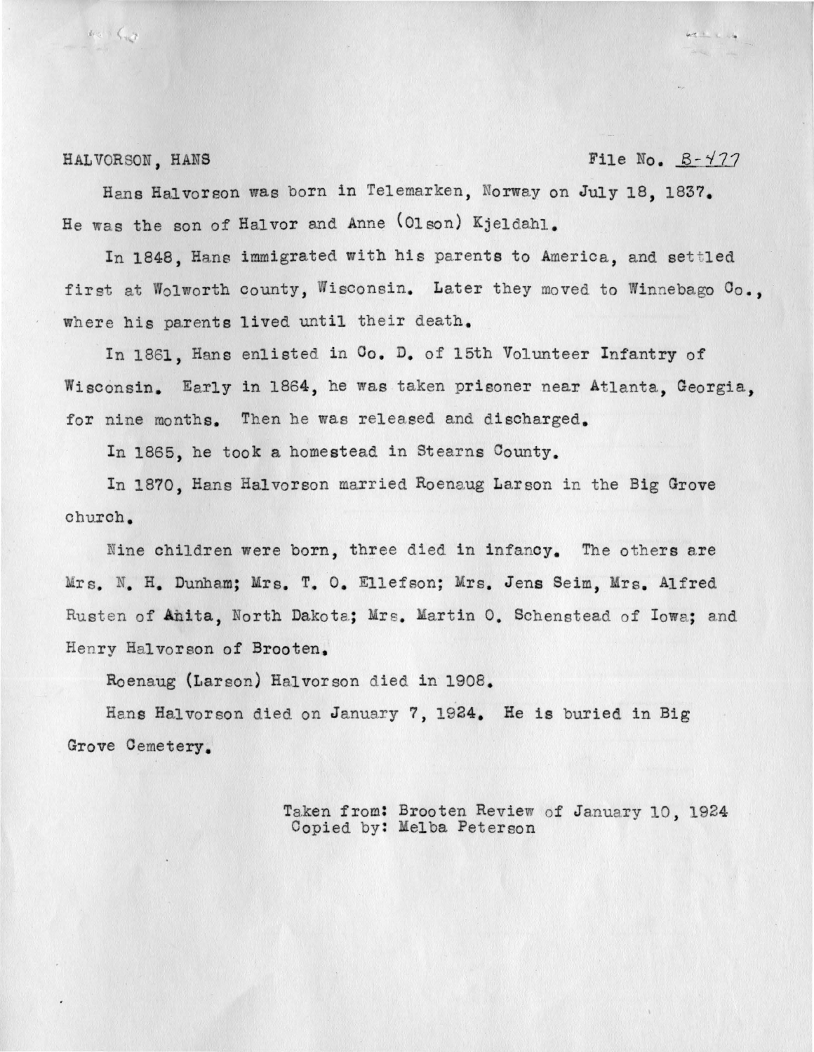HALVORSON, HANS File No. B-477

Hans Halvorson was born in Telemarken, Norway on July 18, 1837. He was the son of Halvor and Anne (Olson) Kjeldahl.

In 1848, Hans immigrated with his parents to America, and settled first at Wolworth county, Wisconsin. Later they moved to Winnebago Co., where his parents lived until their death.

In 1861, Hans enlisted in Co. D. of 15th Volunteer Infantry of Wisconsin. Early in 1864, he was taken prisoner near Atlanta, Georgia, for nine months. Then he was released and discharged.

In 1865, he took a homestead in Stearns County.

In 1870, Hans Halvorson married Roenaug Larson in the Big Grove church.

Nine children were born, three died in infancy. The others are Mrs. N. H. Dunham; Mrs. T. O. Ellefson; Mrs. Jens Seim, Mrs. Alfred Rusten of Anita, North Dakota; Mrs. Martin O. Schenstead of Iowa; and Henry Halvorson of Brooten.

Roenaug (Larson) Halvorson died in 1908.

Hans Halvorson died on January 7, 1924. He is buried in Big Grove Cemetery.

Taken from: Brooten Review of January 10, 1924
Copied by: Melba Peterson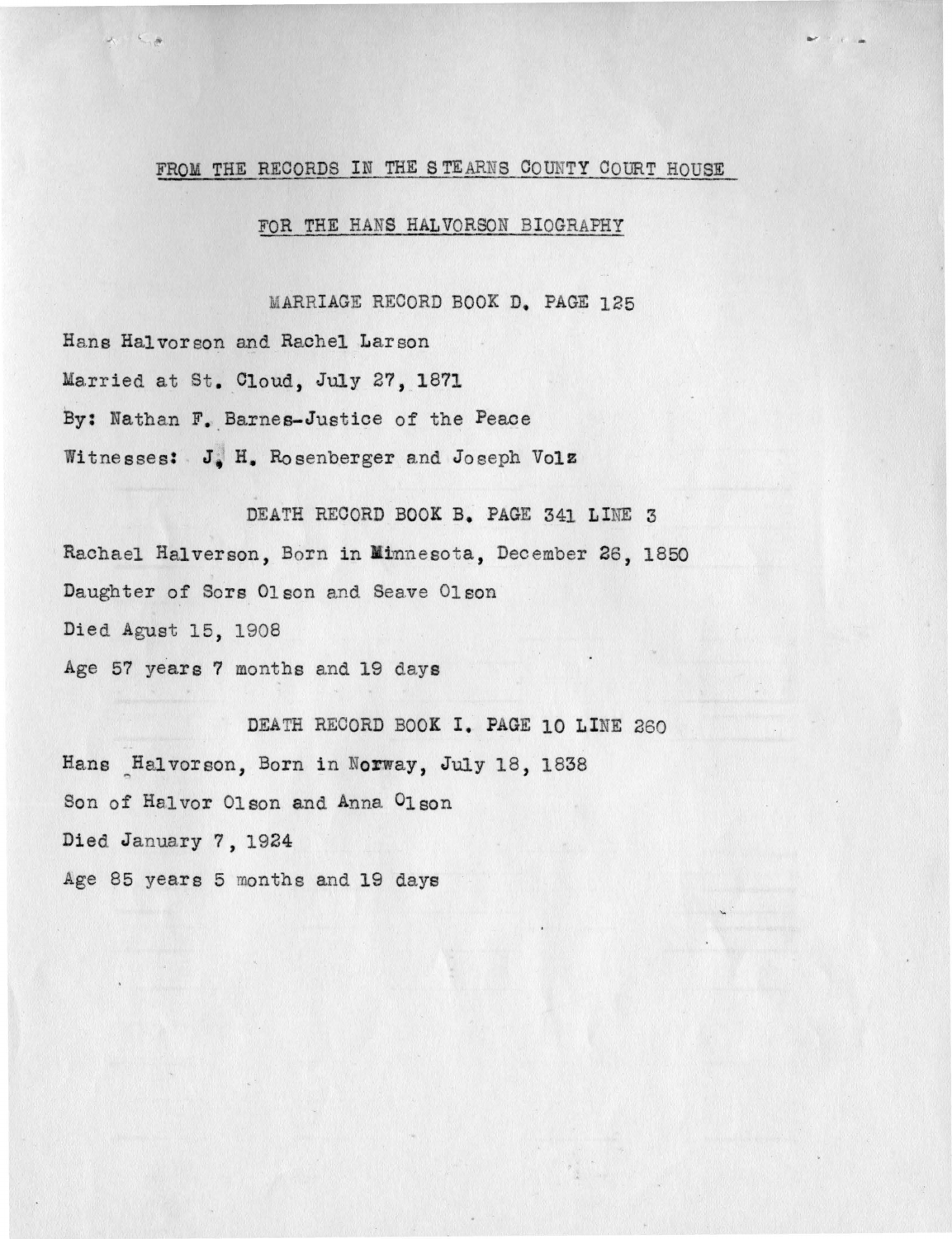## FROM THE RECORDS IN THE STEARNS COUNTY COURT HOUSE

## FOR THE HANS HALVORSON BIOGRAPHY

### MARRIAGE RECORD BOOK D. PAGE 125

Hans Halvorson and Rachel Larson

Married at St. Cloud, July 27, 1871

By: Nathan F. Barnes-Justice of the Peace

Witnesses: J. H. Rosenberger and Joseph Volz

### DEATH RECORD BOOK B. PAGE 341 LINE 3

Rachael Halverson, Born in Minnesota, December 26, 1850

Daughter of Sors Olson and Seave Olson

Died Agust 15, 1908

Age 57 years 7 months and 19 days

### DEATH RECORD BOOK I. PAGE 10 LINE 260

Hans Halvorson, Born in Norway, July 18, 1838

Son of Halvor Olson and Anna Olson

Died January 7, 1924

Age 85 years 5 months and 19 days